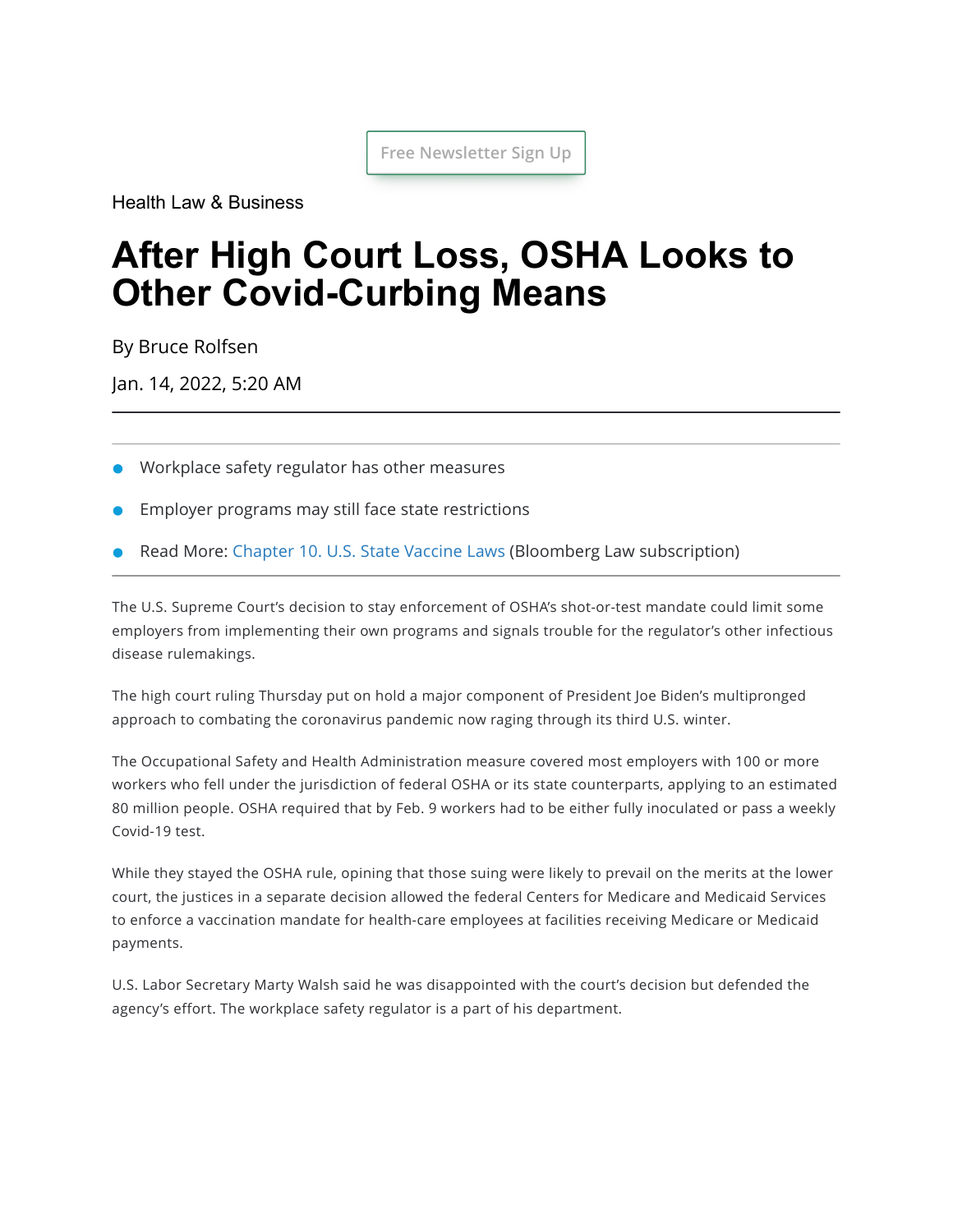Health Law & Business

# After High Court Loss, OSHA Looks to Other Covid-Curbing Means

By Bruce Rolfsen

Jan. 14, 2022, 5:20 AM

---

- Workplace safety regulator has other measures
- Employer programs may still face state restrictions
- Read More: Chapter 10. U.S. State Vaccine Laws (Bloomberg Law subscription)

---

The U.S. Supreme Court's decision to stay enforcement of OSHA's shot-or-test mandate could limit some employers from implementing their own programs and signals trouble for the regulator's other infectious disease rulemakings.

The high court ruling Thursday put on hold a major component of President Joe Biden's multipronged approach to combating the coronavirus pandemic now raging through its third U.S. winter.

The Occupational Safety and Health Administration measure covered most employers with 100 or more workers who fell under the jurisdiction of federal OSHA or its state counterparts, applying to an estimated 80 million people. OSHA required that by Feb. 9 workers had to be either fully inoculated or pass a weekly Covid-19 test.

While they stayed the OSHA rule, opining that those suing were likely to prevail on the merits at the lower court, the justices in a separate decision allowed the federal Centers for Medicare and Medicaid Services to enforce a vaccination mandate for health-care employees at facilities receiving Medicare or Medicaid payments.

U.S. Labor Secretary Marty Walsh said he was disappointed with the court's decision but defended the agency's effort. The workplace safety regulator is a part of his department.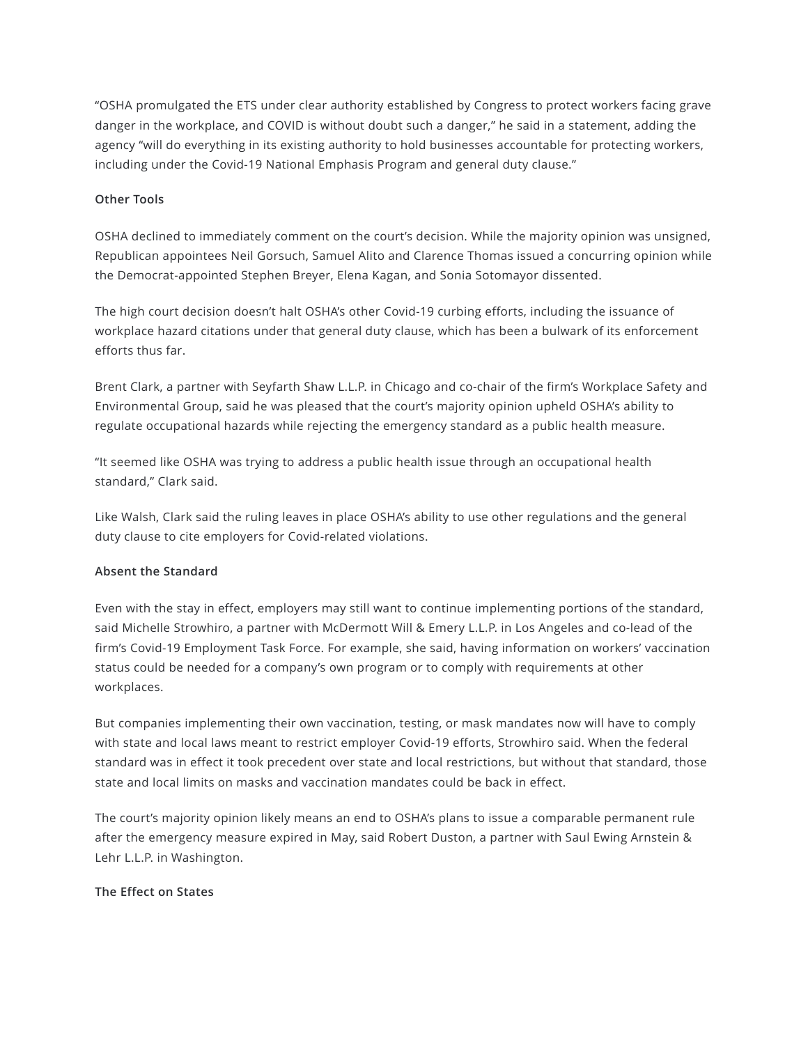"OSHA promulgated the ETS under clear authority established by Congress to protect workers facing grave danger in the workplace, and COVID is without doubt such a danger," he said in a statement, adding the agency "will do everything in its existing authority to hold businesses accountable for protecting workers, including under the Covid-19 National Emphasis Program and general duty clause."

**Other Tools**

OSHA declined to immediately comment on the court's decision. While the majority opinion was unsigned, Republican appointees Neil Gorsuch, Samuel Alito and Clarence Thomas issued a concurring opinion while the Democrat-appointed Stephen Breyer, Elena Kagan, and Sonia Sotomayor dissented.

The high court decision doesn't halt OSHA's other Covid-19 curbing efforts, including the issuance of workplace hazard citations under that general duty clause, which has been a bulwark of its enforcement efforts thus far.

Brent Clark, a partner with Seyfarth Shaw L.L.P. in Chicago and co-chair of the firm's Workplace Safety and Environmental Group, said he was pleased that the court's majority opinion upheld OSHA's ability to regulate occupational hazards while rejecting the emergency standard as a public health measure.

"It seemed like OSHA was trying to address a public health issue through an occupational health standard," Clark said.

Like Walsh, Clark said the ruling leaves in place OSHA's ability to use other regulations and the general duty clause to cite employers for Covid-related violations.

**Absent the Standard**

Even with the stay in effect, employers may still want to continue implementing portions of the standard, said Michelle Strowhiro, a partner with McDermott Will & Emery L.L.P. in Los Angeles and co-lead of the firm's Covid-19 Employment Task Force. For example, she said, having information on workers' vaccination status could be needed for a company's own program or to comply with requirements at other workplaces.

But companies implementing their own vaccination, testing, or mask mandates now will have to comply with state and local laws meant to restrict employer Covid-19 efforts, Strowhiro said. When the federal standard was in effect it took precedent over state and local restrictions, but without that standard, those state and local limits on masks and vaccination mandates could be back in effect.

The court's majority opinion likely means an end to OSHA's plans to issue a comparable permanent rule after the emergency measure expired in May, said Robert Duston, a partner with Saul Ewing Arnstein & Lehr L.L.P. in Washington.

**The Effect on States**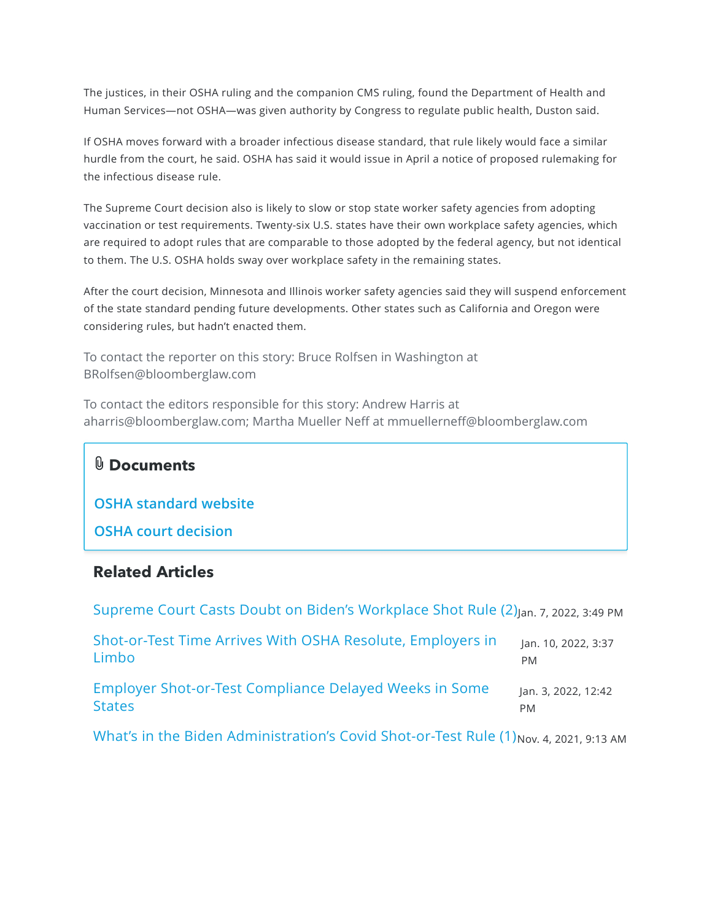The justices, in their OSHA ruling and the companion CMS ruling, found the Department of Health and Human Services—not OSHA—was given authority by Congress to regulate public health, Duston said.

If OSHA moves forward with a broader infectious disease standard, that rule likely would face a similar hurdle from the court, he said. OSHA has said it would issue in April a notice of proposed rulemaking for the infectious disease rule.

The Supreme Court decision also is likely to slow or stop state worker safety agencies from adopting vaccination or test requirements. Twenty-six U.S. states have their own workplace safety agencies, which are required to adopt rules that are comparable to those adopted by the federal agency, but not identical to them. The U.S. OSHA holds sway over workplace safety in the remaining states.

After the court decision, Minnesota and Illinois worker safety agencies said they will suspend enforcement of the state standard pending future developments. Other states such as California and Oregon were considering rules, but hadn't enacted them.

To contact the reporter on this story: Bruce Rolfsen in Washington at BRolfsen@bloomberglaw.com

To contact the editors responsible for this story: Andrew Harris at aharris@bloomberglaw.com; Martha Mueller Neff at mmuellerneff@bloomberglaw.com

## Documents

OSHA standard website

OSHA court decision

## Related Articles

| | |
|---|---|
| Supreme Court Casts Doubt on Biden's Workplace Shot Rule (2) | Jan. 7, 2022, 3:49 PM |
| Shot-or-Test Time Arrives With OSHA Resolute, Employers in Limbo | Jan. 10, 2022, 3:37 PM |
| Employer Shot-or-Test Compliance Delayed Weeks in Some States | Jan. 3, 2022, 12:42 PM |
| What's in the Biden Administration's Covid Shot-or-Test Rule (1) | Nov. 4, 2021, 9:13 AM |